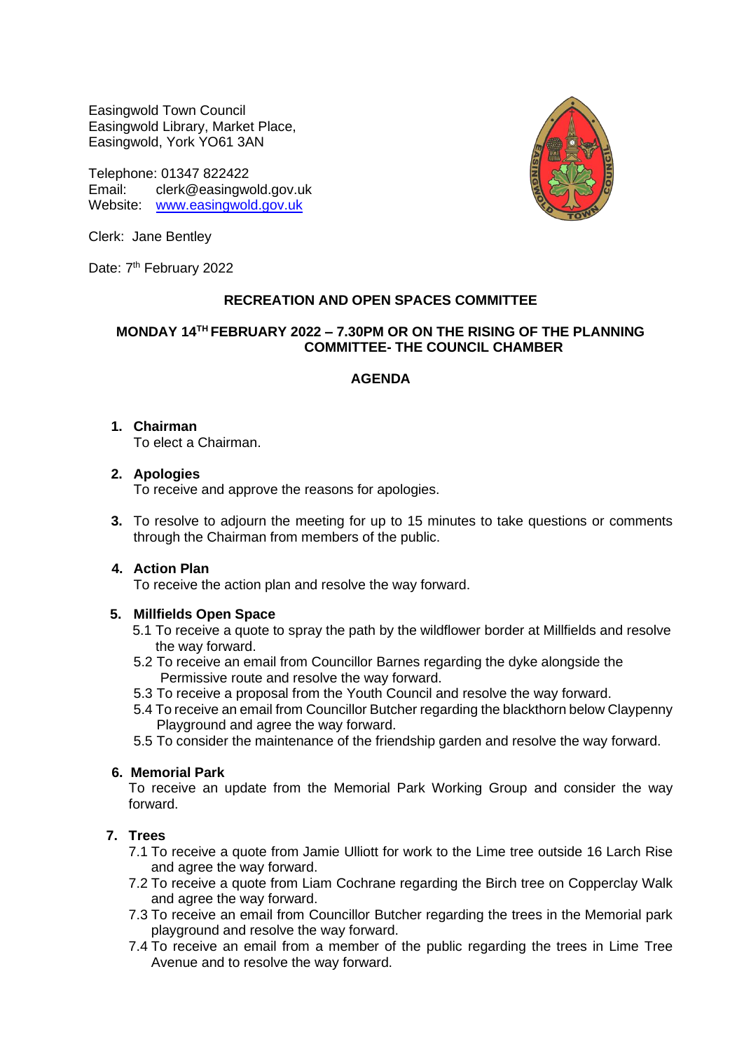Easingwold Town Council
Easingwold Library, Market Place,
Easingwold, York YO61 3AN

Telephone: 01347 822422
Email: clerk@easingwold.gov.uk
Website: [www.easingwold.gov.uk](http://www.easingwold.gov.uk)

Clerk: Jane Bentley

Date: 7th February 2022

## RECREATION AND OPEN SPACES COMMITTEE

### MONDAY 14TH FEBRUARY 2022 – 7.30PM OR ON THE RISING OF THE PLANNING COMMITTEE- THE COUNCIL CHAMBER

### AGENDA

1. **Chairman**
   To elect a Chairman.

2. **Apologies**
   To receive and approve the reasons for apologies.

3. To resolve to adjourn the meeting for up to 15 minutes to take questions or comments through the Chairman from members of the public.

4. **Action Plan**
   To receive the action plan and resolve the way forward.

5. **Millfields Open Space**
   5.1 To receive a quote to spray the path by the wildflower border at Millfields and resolve the way forward.
   5.2 To receive an email from Councillor Barnes regarding the dyke alongside the Permissive route and resolve the way forward.
   5.3 To receive a proposal from the Youth Council and resolve the way forward.
   5.4 To receive an email from Councillor Butcher regarding the blackthorn below Claypenny Playground and agree the way forward.
   5.5 To consider the maintenance of the friendship garden and resolve the way forward.

6. **Memorial Park**
   To receive an update from the Memorial Park Working Group and consider the way forward.

7. **Trees**
   7.1 To receive a quote from Jamie Ulliott for work to the Lime tree outside 16 Larch Rise and agree the way forward.
   7.2 To receive a quote from Liam Cochrane regarding the Birch tree on Copperclay Walk and agree the way forward.
   7.3 To receive an email from Councillor Butcher regarding the trees in the Memorial park playground and resolve the way forward.
   7.4 To receive an email from a member of the public regarding the trees in Lime Tree Avenue and to resolve the way forward.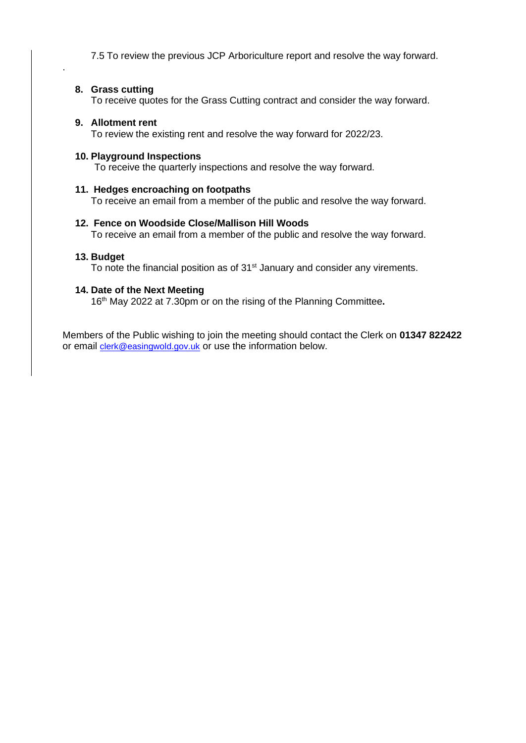7.5 To review the previous JCP Arboriculture report and resolve the way forward.

.

**8. Grass cutting**
To receive quotes for the Grass Cutting contract and consider the way forward.

**9. Allotment rent**
To review the existing rent and resolve the way forward for 2022/23.

**10. Playground Inspections**
To receive the quarterly inspections and resolve the way forward.

**11. Hedges encroaching on footpaths**
To receive an email from a member of the public and resolve the way forward.

**12. Fence on Woodside Close/Mallison Hill Woods**
To receive an email from a member of the public and resolve the way forward.

**13. Budget**
To note the financial position as of 31st January and consider any virements.

**14. Date of the Next Meeting**
16th May 2022 at 7.30pm or on the rising of the Planning Committee**.**

Members of the Public wishing to join the meeting should contact the Clerk on **01347 822422** or email clerk@easingwold.gov.uk or use the information below.